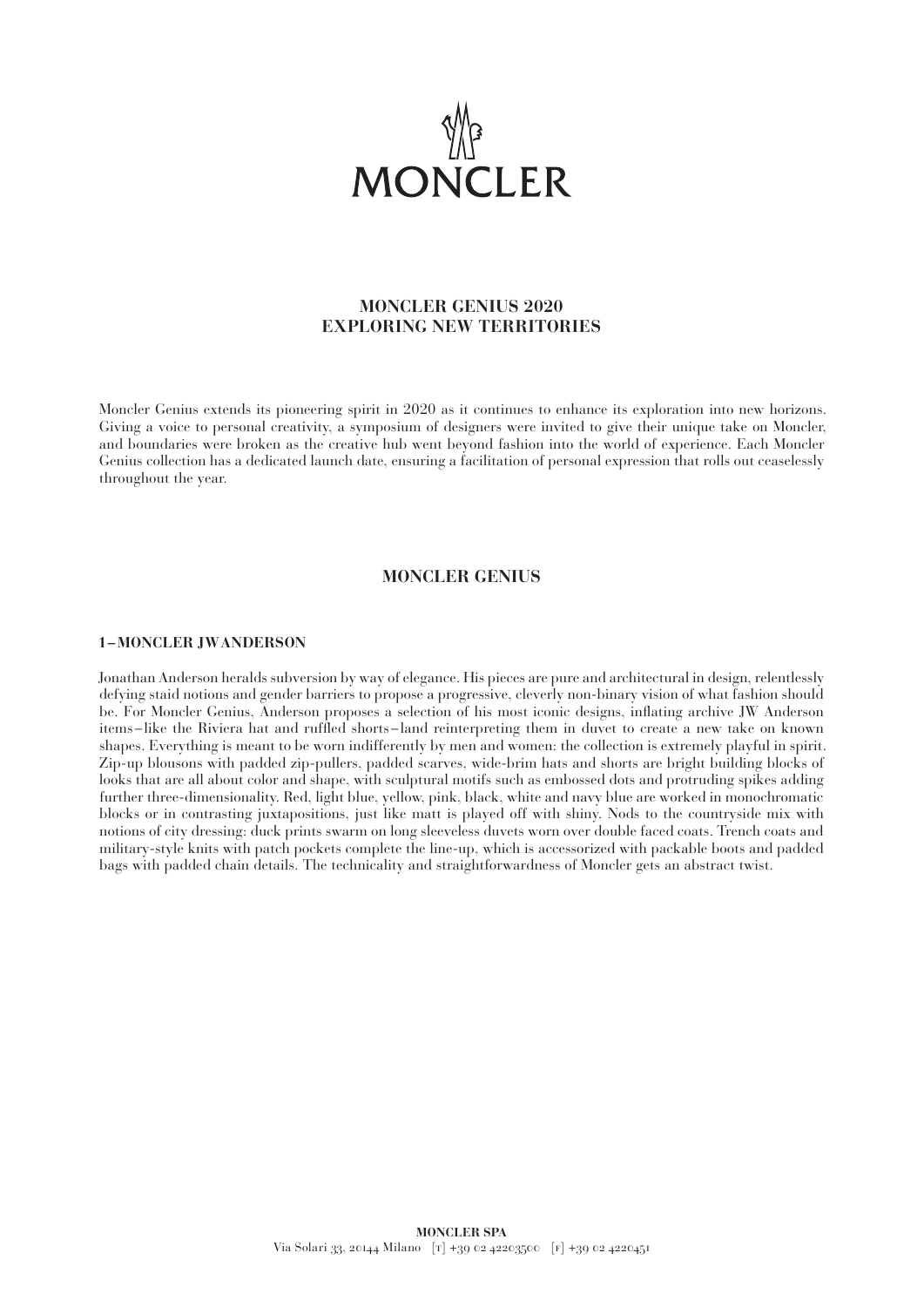# MONCLER GENIUS 2020
# EXPLORING NEW TERRITORIES

Moncler Genius extends its pioneering spirit in 2020 as it continues to enhance its exploration into new horizons. Giving a voice to personal creativity, a symposium of designers were invited to give their unique take on Moncler, and boundaries were broken as the creative hub went beyond fashion into the world of experience. Each Moncler Genius collection has a dedicated launch date, ensuring a facilitation of personal expression that rolls out ceaselessly throughout the year.

## MONCLER GENIUS

### 1 – MONCLER JWANDERSON

Jonathan Anderson heralds subversion by way of elegance. His pieces are pure and architectural in design, relentlessly defying staid notions and gender barriers to propose a progressive, cleverly non-binary vision of what fashion should be. For Moncler Genius, Anderson proposes a selection of his most iconic designs, inflating archive JW Anderson items – like the Riviera hat and ruffled shorts – land reinterpreting them in duvet to create a new take on known shapes. Everything is meant to be worn indifferently by men and women: the collection is extremely playful in spirit. Zip-up blousons with padded zip-pullers, padded scarves, wide-brim hats and shorts are bright building blocks of looks that are all about color and shape, with sculptural motifs such as embossed dots and protruding spikes adding further three-dimensionality. Red, light blue, yellow, pink, black, white and navy blue are worked in monochromatic blocks or in contrasting juxtapositions, just like matt is played off with shiny. Nods to the countryside mix with notions of city dressing: duck prints swarm on long sleeveless duvets worn over double faced coats. Trench coats and military-style knits with patch pockets complete the line-up, which is accessorized with packable boots and padded bags with padded chain details. The technicality and straightforwardness of Moncler gets an abstract twist.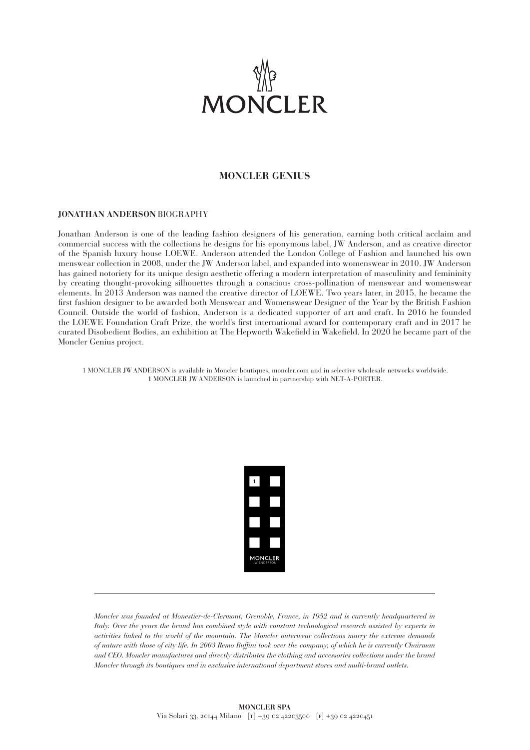# MONCLER GENIUS

**JONATHAN ANDERSON** BIOGRAPHY

Jonathan Anderson is one of the leading fashion designers of his generation, earning both critical acclaim and commercial success with the collections he designs for his eponymous label, JW Anderson, and as creative director of the Spanish luxury house LOEWE. Anderson attended the London College of Fashion and launched his own menswear collection in 2008, under the JW Anderson label, and expanded into womenswear in 2010. JW Anderson has gained notoriety for its unique design aesthetic offering a modern interpretation of masculinity and femininity by creating thought-provoking silhouettes through a conscious cross-pollination of menswear and womenswear elements. In 2013 Anderson was named the creative director of LOEWE. Two years later, in 2015, he became the first fashion designer to be awarded both Menswear and Womenswear Designer of the Year by the British Fashion Council. Outside the world of fashion, Anderson is a dedicated supporter of art and craft. In 2016 he founded the LOEWE Foundation Craft Prize, the world's first international award for contemporary craft and in 2017 he curated Disobedient Bodies, an exhibition at The Hepworth Wakefield in Wakefield. In 2020 he became part of the Moncler Genius project.

1 MONCLER JW ANDERSON is available in Moncler boutiques, moncler.com and in selective wholesale networks worldwide.
1 MONCLER JW ANDERSON is launched in partnership with NET-A-PORTER.

---

*Moncler was founded at Monestier-de-Clermont, Grenoble, France, in 1952 and is currently headquartered in Italy. Over the years the brand has combined style with constant technological research assisted by experts in activities linked to the world of the mountain. The Moncler outerwear collections marry the extreme demands of nature with those of city life. In 2003 Remo Ruffini took over the company, of which he is currently Chairman and CEO. Moncler manufactures and directly distributes the clothing and accessories collections under the brand Moncler through its boutiques and in exclusive international department stores and multi-brand outlets.*

**MONCLER SPA**
Via Solari 33, 20144 Milano [T] +39 02 42203500 [F] +39 02 4220451